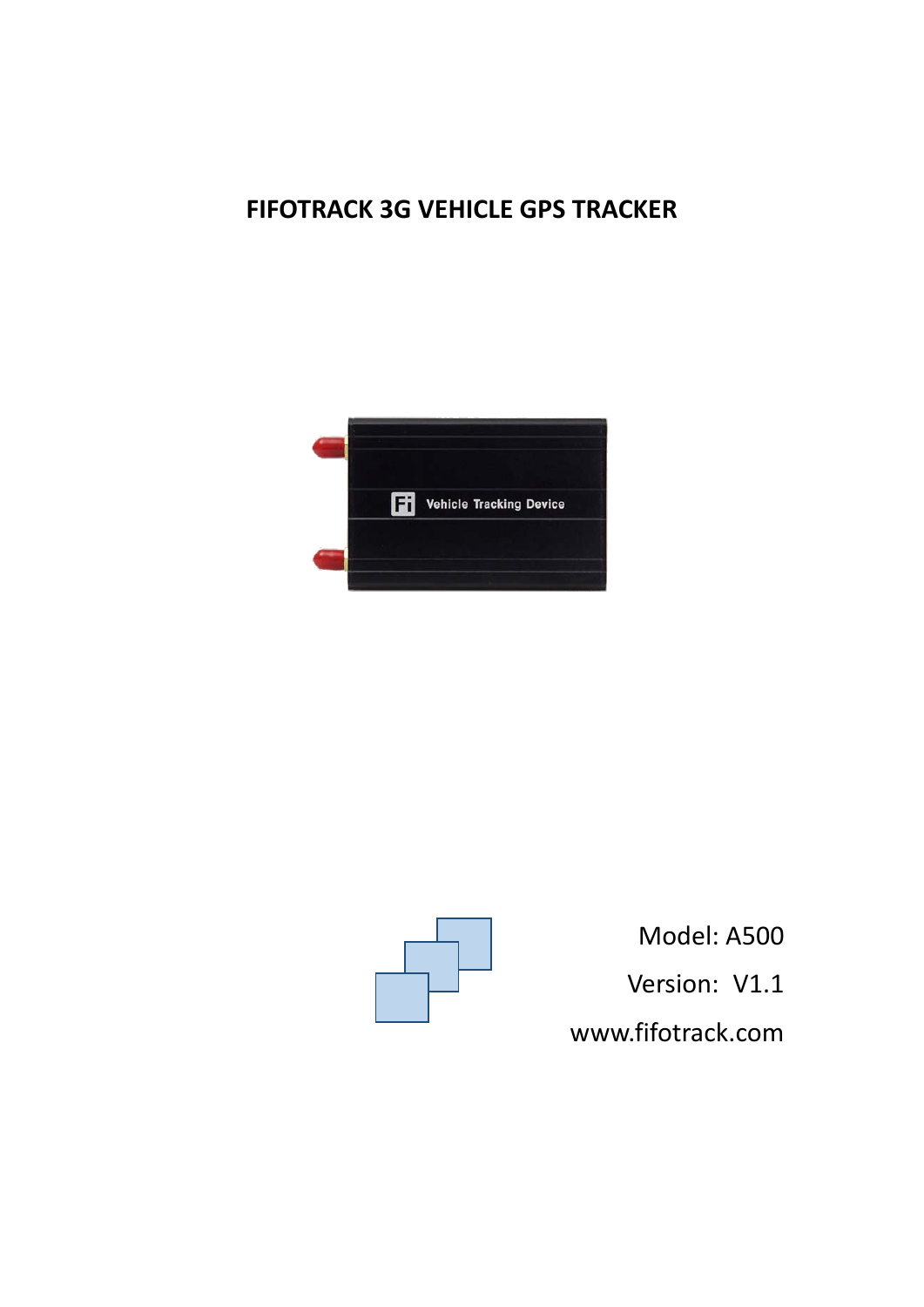# FIFOTRACK 3G VEHICLE GPS TRACKER

Model: A500

Version: V1.1

www.fifotrack.com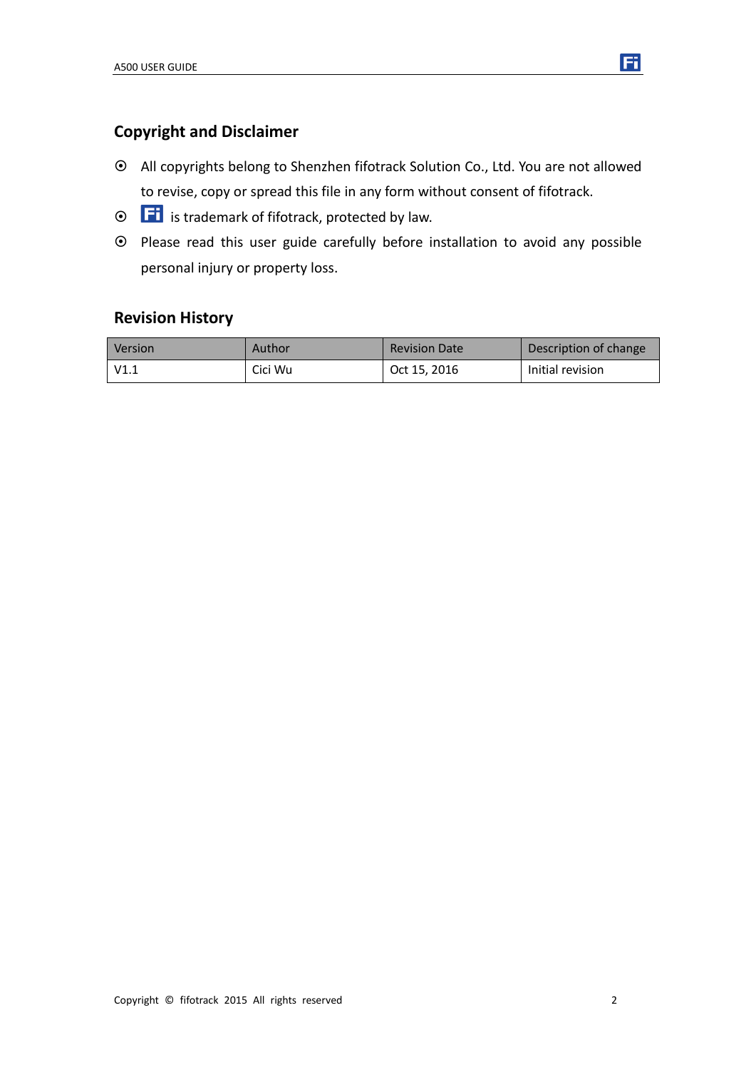## Copyright and Disclaimer

- All copyrights belong to Shenzhen fifotrack Solution Co., Ltd. You are not allowed to revise, copy or spread this file in any form without consent of fifotrack.
- Fi is trademark of fifotrack, protected by law.
- Please read this user guide carefully before installation to avoid any possible personal injury or property loss.

## Revision History

| Version | Author | Revision Date | Description of change |
| --- | --- | --- | --- |
| V1.1 | Cici Wu | Oct 15, 2016 | Initial revision |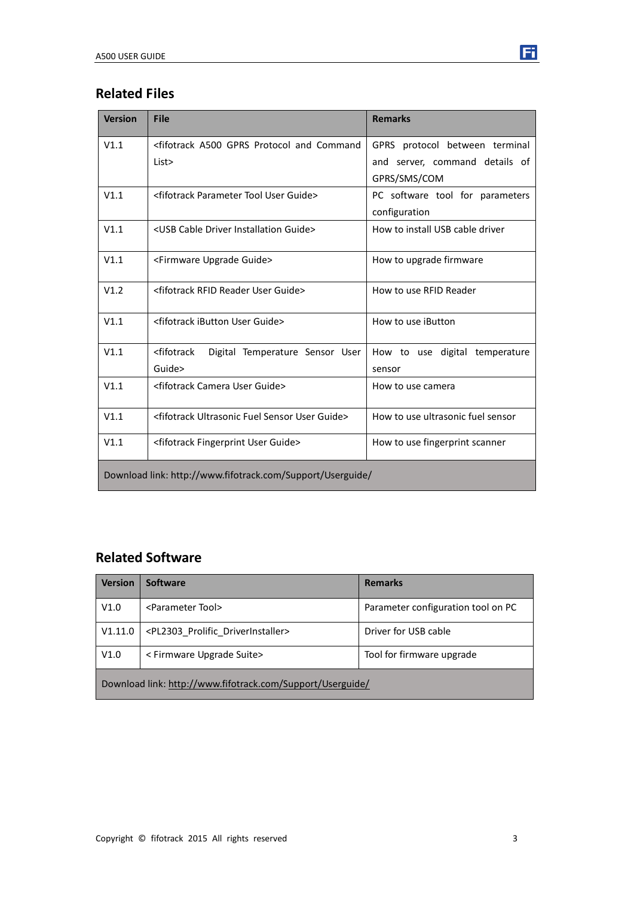## Related Files

| Version | File | Remarks |
| --- | --- | --- |
| V1.1 | <fifotrack A500 GPRS Protocol and Command List> | GPRS protocol between terminal and server, command details of GPRS/SMS/COM |
| V1.1 | <fifotrack Parameter Tool User Guide> | PC software tool for parameters configuration |
| V1.1 | <USB Cable Driver Installation Guide> | How to install USB cable driver |
| V1.1 | <Firmware Upgrade Guide> | How to upgrade firmware |
| V1.2 | <fifotrack RFID Reader User Guide> | How to use RFID Reader |
| V1.1 | <fifotrack iButton User Guide> | How to use iButton |
| V1.1 | <fifotrack Digital Temperature Sensor User Guide> | How to use digital temperature sensor |
| V1.1 | <fifotrack Camera User Guide> | How to use camera |
| V1.1 | <fifotrack Ultrasonic Fuel Sensor User Guide> | How to use ultrasonic fuel sensor |
| V1.1 | <fifotrack Fingerprint User Guide> | How to use fingerprint scanner |
| Download link: http://www.fifotrack.com/Support/Userguide/ | | |

## Related Software

| Version | Software | Remarks |
| --- | --- | --- |
| V1.0 | <Parameter Tool> | Parameter configuration tool on PC |
| V1.11.0 | <PL2303_Prolific_DriverInstaller> | Driver for USB cable |
| V1.0 | < Firmware Upgrade Suite> | Tool for firmware upgrade |
| Download link: http://www.fifotrack.com/Support/Userguide/ | | |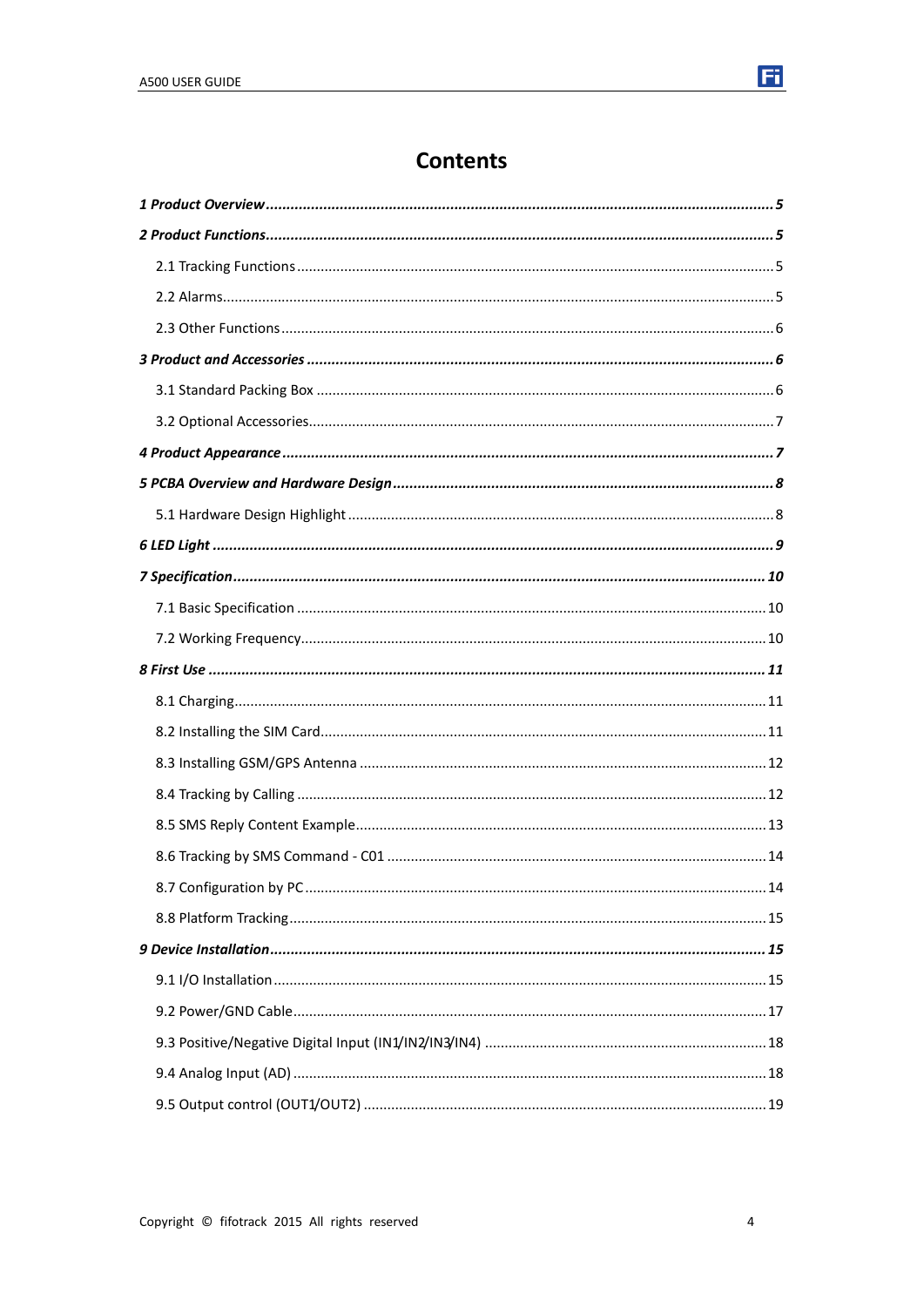# Contents

***1 Product Overview*** ........................................................................................................................ ***5***

***2 Product Functions*** ........................................................................................................................ ***5***

2.1 Tracking Functions ........................................................................................................................ 5

2.2 Alarms........................................................................................................................................... 5

2.3 Other Functions ............................................................................................................................ 6

***3 Product and Accessories*** ................................................................................................................ ***6***

3.1 Standard Packing Box ................................................................................................................... 6

3.2 Optional Accessories..................................................................................................................... 7

***4 Product Appearance*** ...................................................................................................................... ***7***

***5 PCBA Overview and Hardware Design*** ........................................................................................... ***8***

5.1 Hardware Design Highlight ........................................................................................................... 8

***6 LED Light*** ....................................................................................................................................... ***9***

***7 Specification*** ................................................................................................................................ ***10***

7.1 Basic Specification ...................................................................................................................... 10

7.2 Working Frequency..................................................................................................................... 10

***8 First Use*** ...................................................................................................................................... ***11***

8.1 Charging...................................................................................................................................... 11

8.2 Installing the SIM Card................................................................................................................ 11

8.3 Installing GSM/GPS Antenna ...................................................................................................... 12

8.4 Tracking by Calling ...................................................................................................................... 12

8.5 SMS Reply Content Example....................................................................................................... 13

8.6 Tracking by SMS Command - C01 ............................................................................................... 14

8.7 Configuration by PC .................................................................................................................... 14

8.8 Platform Tracking........................................................................................................................ 15

***9 Device Installation*** ....................................................................................................................... ***15***

9.1 I/O Installation ............................................................................................................................ 15

9.2 Power/GND Cable ....................................................................................................................... 17

9.3 Positive/Negative Digital Input (IN1/IN2/IN3/IN4) ...................................................................... 18

9.4 Analog Input (AD) ....................................................................................................................... 18

9.5 Output control (OUT1/OUT2) ..................................................................................................... 19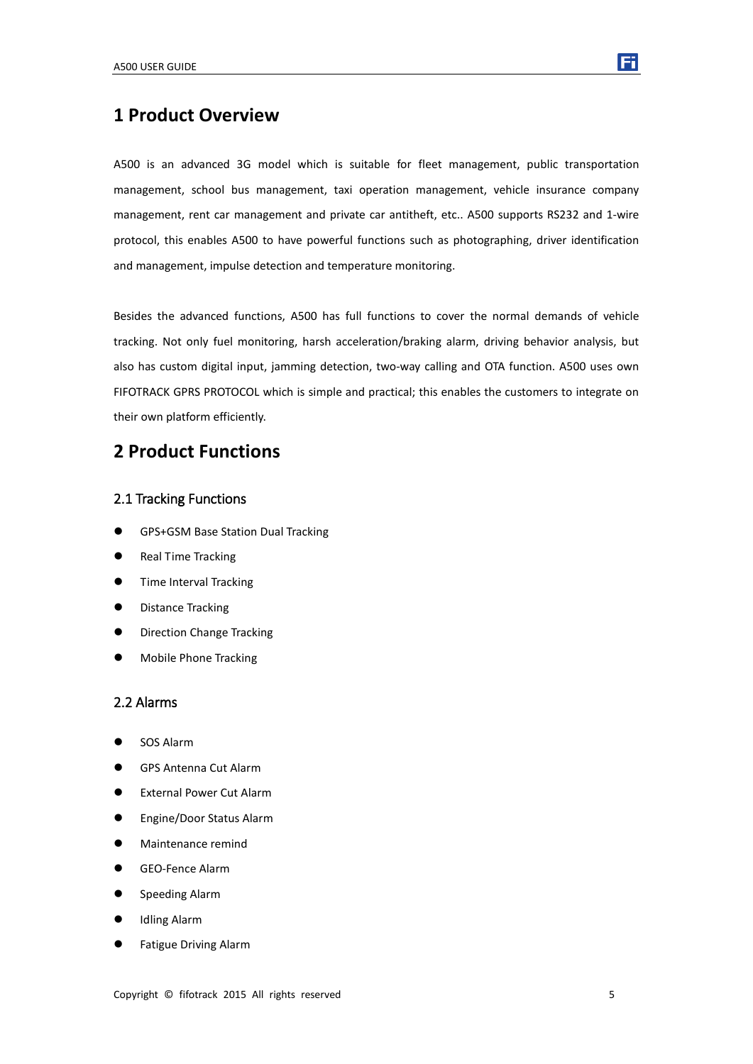# 1 Product Overview

A500 is an advanced 3G model which is suitable for fleet management, public transportation management, school bus management, taxi operation management, vehicle insurance company management, rent car management and private car antitheft, etc.. A500 supports RS232 and 1-wire protocol, this enables A500 to have powerful functions such as photographing, driver identification and management, impulse detection and temperature monitoring.

Besides the advanced functions, A500 has full functions to cover the normal demands of vehicle tracking. Not only fuel monitoring, harsh acceleration/braking alarm, driving behavior analysis, but also has custom digital input, jamming detection, two-way calling and OTA function. A500 uses own FIFOTRACK GPRS PROTOCOL which is simple and practical; this enables the customers to integrate on their own platform efficiently.

# 2 Product Functions

## 2.1 Tracking Functions

- GPS+GSM Base Station Dual Tracking
- Real Time Tracking
- Time Interval Tracking
- Distance Tracking
- Direction Change Tracking
- Mobile Phone Tracking

## 2.2 Alarms

- SOS Alarm
- GPS Antenna Cut Alarm
- External Power Cut Alarm
- Engine/Door Status Alarm
- Maintenance remind
- GEO-Fence Alarm
- Speeding Alarm
- Idling Alarm
- Fatigue Driving Alarm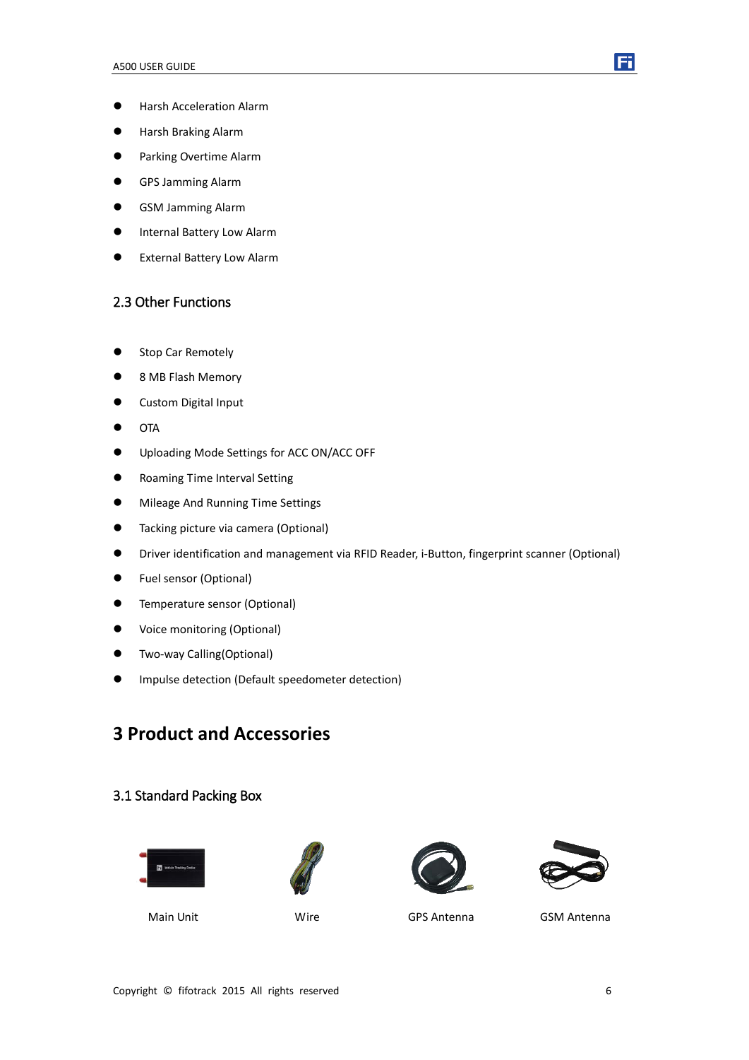- Harsh Acceleration Alarm
- Harsh Braking Alarm
- Parking Overtime Alarm
- GPS Jamming Alarm
- GSM Jamming Alarm
- Internal Battery Low Alarm
- External Battery Low Alarm

### 2.3 Other Functions

- Stop Car Remotely
- 8 MB Flash Memory
- Custom Digital Input
- OTA
- Uploading Mode Settings for ACC ON/ACC OFF
- Roaming Time Interval Setting
- Mileage And Running Time Settings
- Tacking picture via camera (Optional)
- Driver identification and management via RFID Reader, i-Button, fingerprint scanner (Optional)
- Fuel sensor (Optional)
- Temperature sensor (Optional)
- Voice monitoring (Optional)
- Two-way Calling(Optional)
- Impulse detection (Default speedometer detection)

## 3 Product and Accessories

### 3.1 Standard Packing Box

Main Unit

Wire

GPS Antenna

GSM Antenna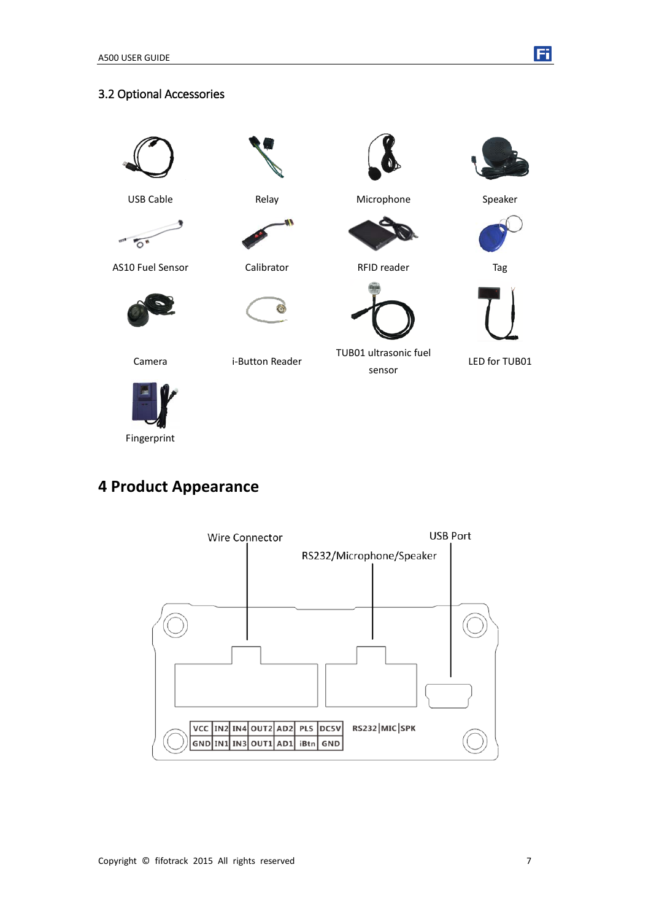## 3.2 Optional Accessories

USB Cable

Relay

Microphone

Speaker

AS10 Fuel Sensor

Calibrator

RFID reader

Tag

Camera

i-Button Reader

TUB01 ultrasonic fuel sensor

LED for TUB01

Fingerprint

# 4 Product Appearance

Wire Connector

RS232/Microphone/Speaker

USB Port

| VCC | IN2 | IN4 | OUT2 | AD2 | PLS | DC5V |
|---|---|---|---|---|---|---|
| GND | IN1 | IN3 | OUT1 | AD1 | iBtn | GND |

RS232 | MIC | SPK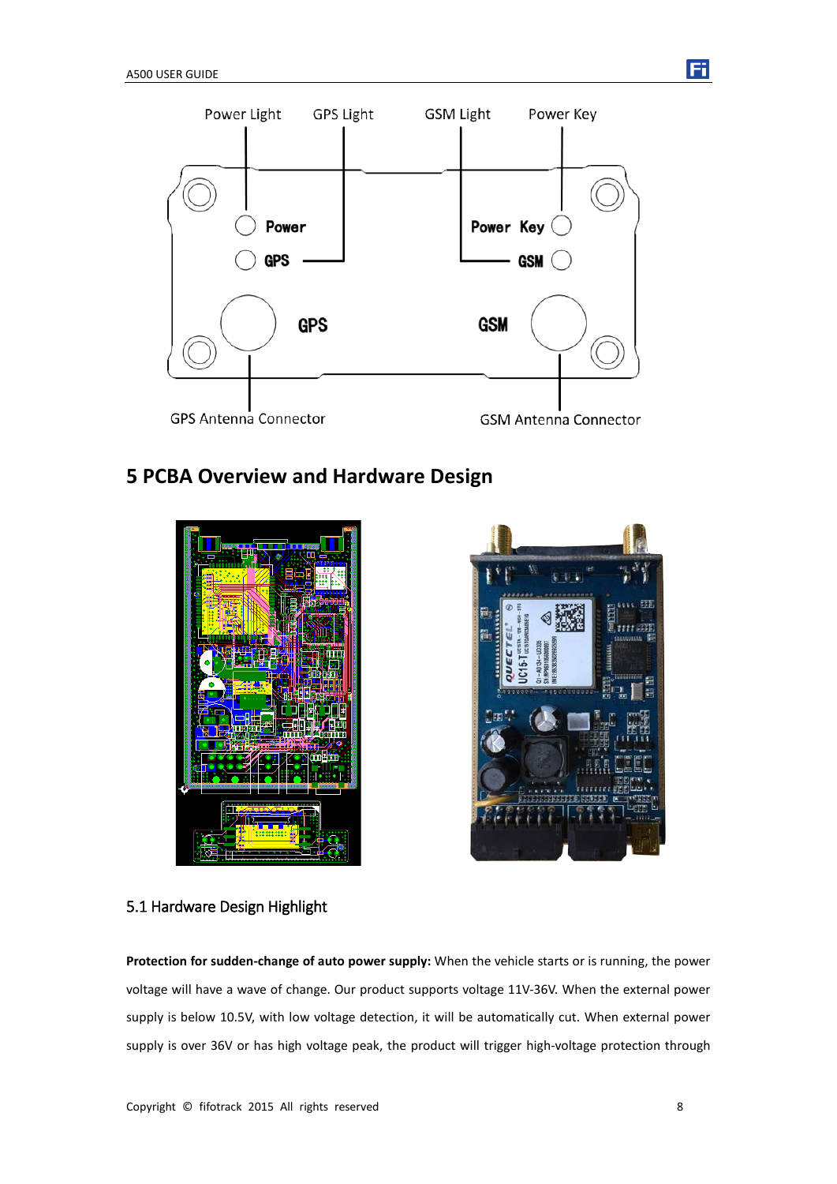Power Light GPS Light GSM Light Power Key

Power

GPS

Power Key

GSM

GPS

GSM

GPS Antenna Connector

GSM Antenna Connector

# 5 PCBA Overview and Hardware Design

## 5.1 Hardware Design Highlight

**Protection for sudden-change of auto power supply:** When the vehicle starts or is running, the power voltage will have a wave of change. Our product supports voltage 11V-36V. When the external power supply is below 10.5V, with low voltage detection, it will be automatically cut. When external power supply is over 36V or has high voltage peak, the product will trigger high-voltage protection through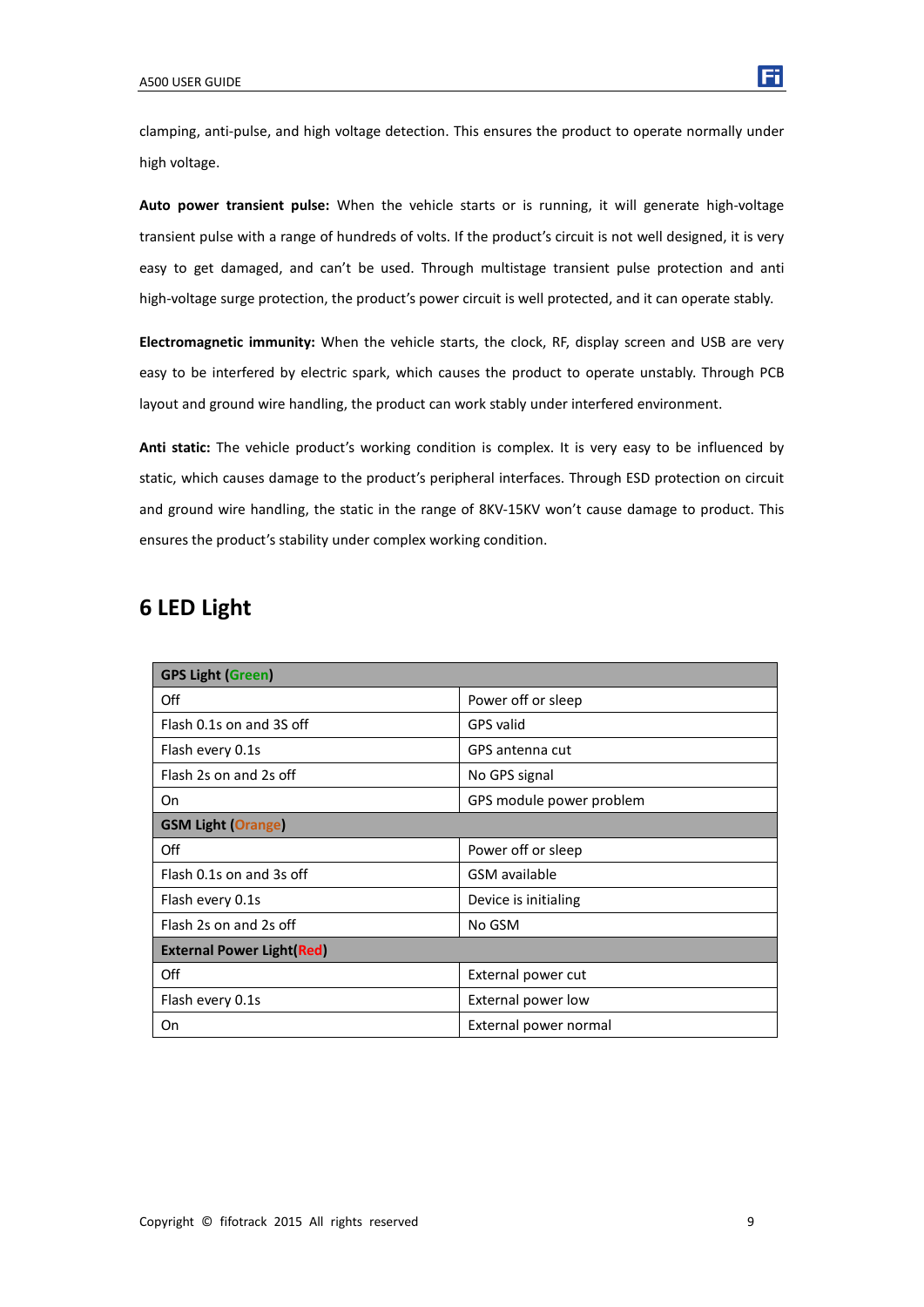clamping, anti-pulse, and high voltage detection. This ensures the product to operate normally under high voltage.

**Auto power transient pulse:** When the vehicle starts or is running, it will generate high-voltage transient pulse with a range of hundreds of volts. If the product's circuit is not well designed, it is very easy to get damaged, and can't be used. Through multistage transient pulse protection and anti high-voltage surge protection, the product's power circuit is well protected, and it can operate stably.

**Electromagnetic immunity:** When the vehicle starts, the clock, RF, display screen and USB are very easy to be interfered by electric spark, which causes the product to operate unstably. Through PCB layout and ground wire handling, the product can work stably under interfered environment.

**Anti static:** The vehicle product's working condition is complex. It is very easy to be influenced by static, which causes damage to the product's peripheral interfaces. Through ESD protection on circuit and ground wire handling, the static in the range of 8KV-15KV won't cause damage to product. This ensures the product's stability under complex working condition.

# 6 LED Light

| **GPS Light (Green)** | |
|---|---|
| Off | Power off or sleep |
| Flash 0.1s on and 3S off | GPS valid |
| Flash every 0.1s | GPS antenna cut |
| Flash 2s on and 2s off | No GPS signal |
| On | GPS module power problem |
| **GSM Light (Orange)** | |
| Off | Power off or sleep |
| Flash 0.1s on and 3s off | GSM available |
| Flash every 0.1s | Device is initialing |
| Flash 2s on and 2s off | No GSM |
| **External Power Light(Red)** | |
| Off | External power cut |
| Flash every 0.1s | External power low |
| On | External power normal |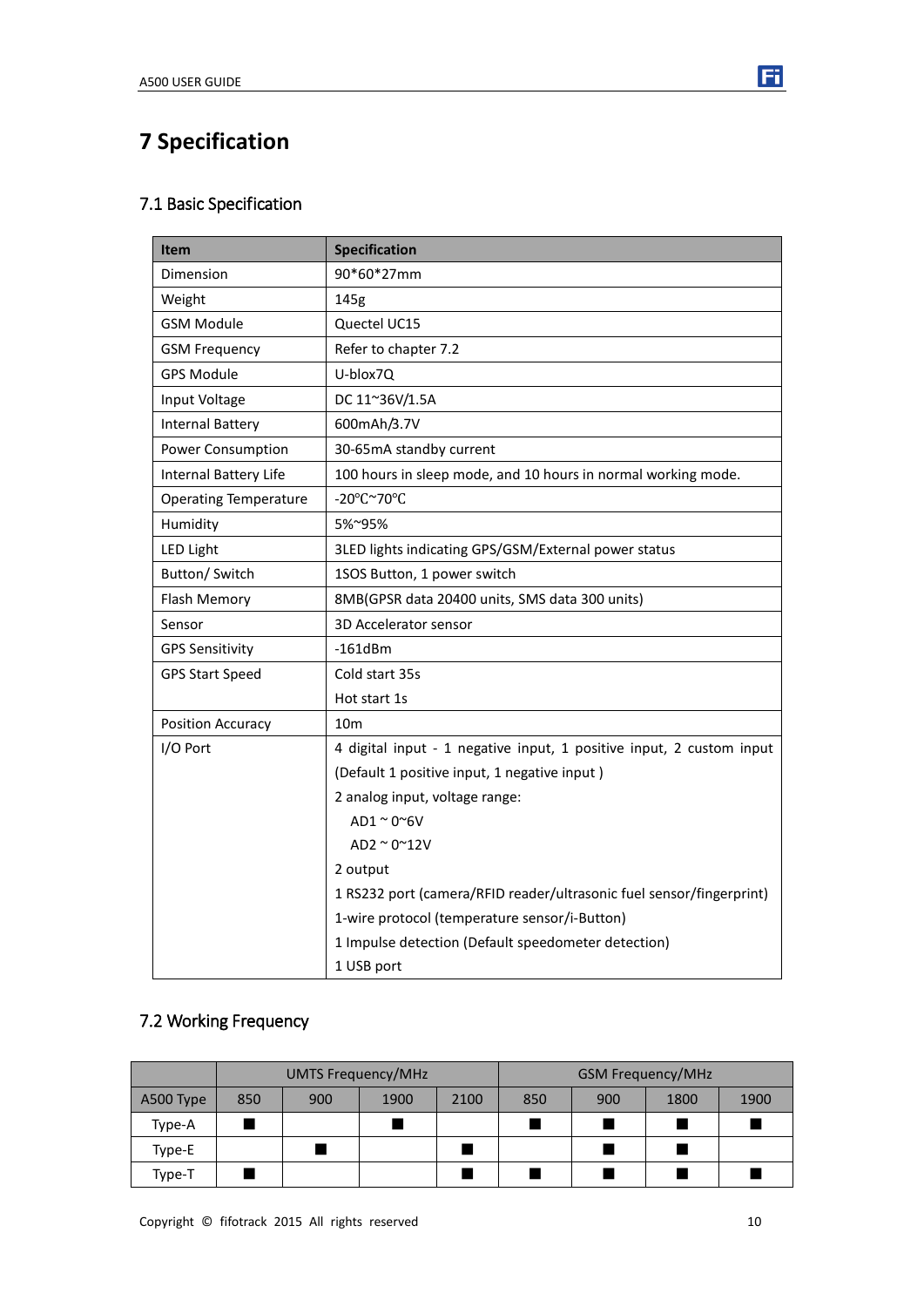# 7 Specification

## 7.1 Basic Specification

| Item | Specification |
|---|---|
| Dimension | 90*60*27mm |
| Weight | 145g |
| GSM Module | Quectel UC15 |
| GSM Frequency | Refer to chapter 7.2 |
| GPS Module | U-blox7Q |
| Input Voltage | DC 11~36V/1.5A |
| Internal Battery | 600mAh/3.7V |
| Power Consumption | 30-65mA standby current |
| Internal Battery Life | 100 hours in sleep mode, and 10 hours in normal working mode. |
| Operating Temperature | -20℃~70℃ |
| Humidity | 5%~95% |
| LED Light | 3LED lights indicating GPS/GSM/External power status |
| Button/ Switch | 1SOS Button, 1 power switch |
| Flash Memory | 8MB(GPSR data 20400 units, SMS data 300 units) |
| Sensor | 3D Accelerator sensor |
| GPS Sensitivity | -161dBm |
| GPS Start Speed | Cold start 35s<br>Hot start 1s |
| Position Accuracy | 10m |
| I/O Port | 4 digital input - 1 negative input, 1 positive input, 2 custom input (Default 1 positive input, 1 negative input )<br>2 analog input, voltage range:<br>AD1 ~ 0~6V<br>AD2 ~ 0~12V<br>2 output<br>1 RS232 port (camera/RFID reader/ultrasonic fuel sensor/fingerprint)<br>1-wire protocol (temperature sensor/i-Button)<br>1 Impulse detection (Default speedometer detection)<br>1 USB port |

## 7.2 Working Frequency

| | UMTS Frequency/MHz | | | | GSM Frequency/MHz | | | |
|---|---|---|---|---|---|---|---|---|
| A500 Type | 850 | 900 | 1900 | 2100 | 850 | 900 | 1800 | 1900 |
| Type-A | ■ | | ■ | | ■ | ■ | ■ | ■ |
| Type-E | | ■ | | ■ | | ■ | ■ | |
| Type-T | ■ | | | ■ | ■ | ■ | ■ | ■ |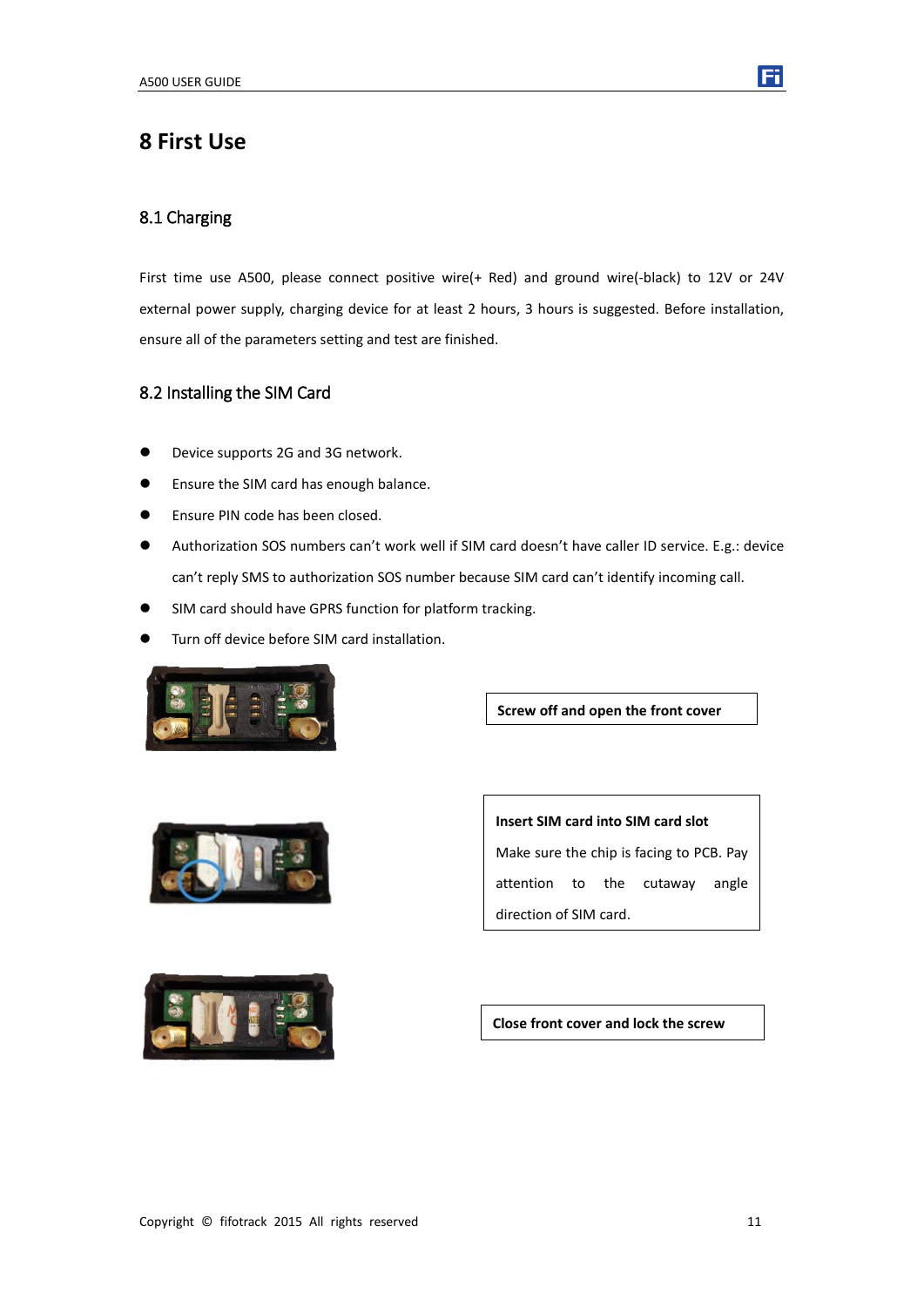# 8 First Use

## 8.1 Charging

First time use A500, please connect positive wire(+ Red) and ground wire(-black) to 12V or 24V external power supply, charging device for at least 2 hours, 3 hours is suggested. Before installation, ensure all of the parameters setting and test are finished.

## 8.2 Installing the SIM Card

- Device supports 2G and 3G network.
- Ensure the SIM card has enough balance.
- Ensure PIN code has been closed.
- Authorization SOS numbers can't work well if SIM card doesn't have caller ID service. E.g.: device can't reply SMS to authorization SOS number because SIM card can't identify incoming call.
- SIM card should have GPRS function for platform tracking.
- Turn off device before SIM card installation.

**Screw off and open the front cover**

**Insert SIM card into SIM card slot**

Make sure the chip is facing to PCB. Pay attention to the cutaway angle direction of SIM card.

**Close front cover and lock the screw**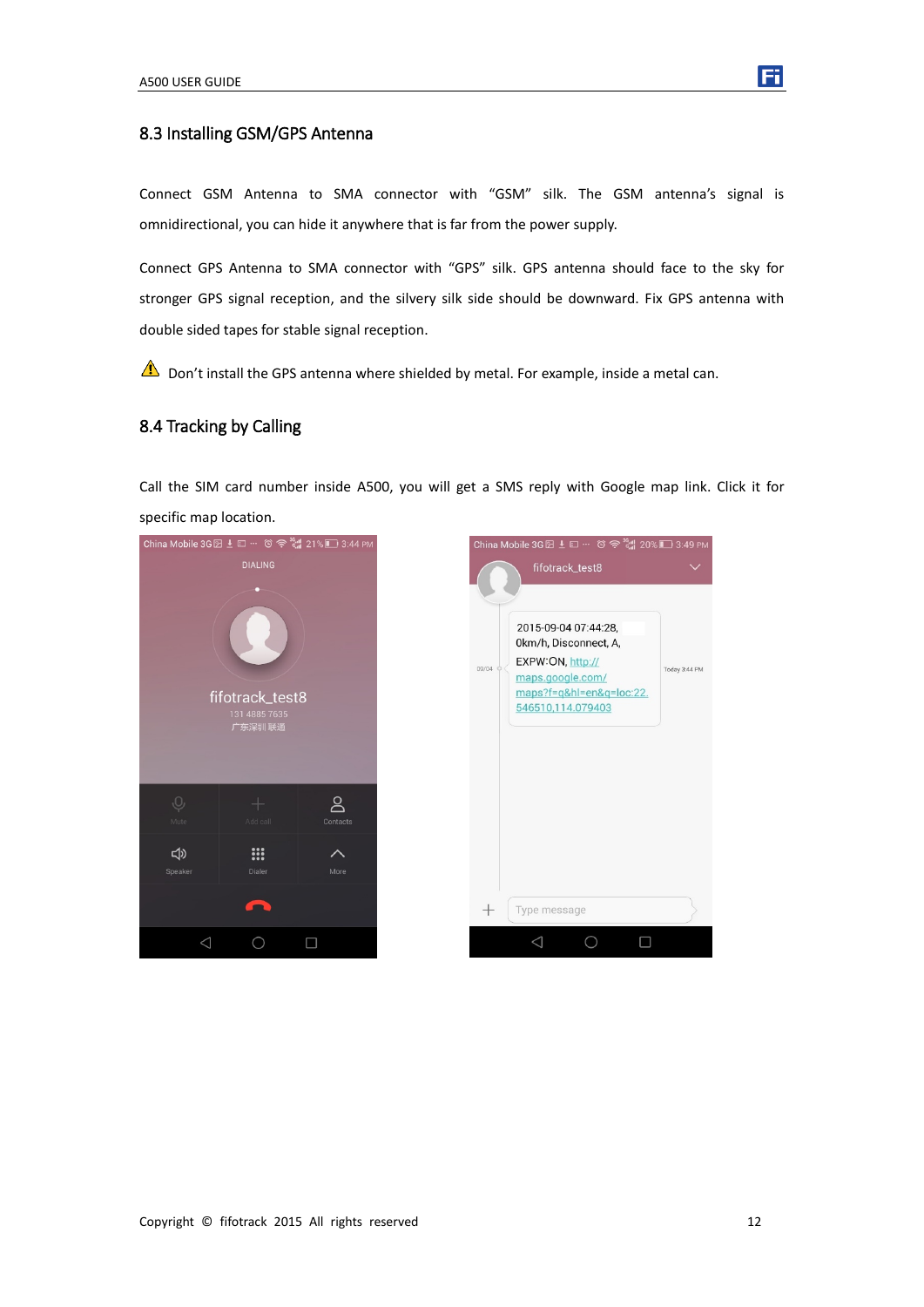## 8.3 Installing GSM/GPS Antenna

Connect GSM Antenna to SMA connector with "GSM" silk. The GSM antenna's signal is omnidirectional, you can hide it anywhere that is far from the power supply.

Connect GPS Antenna to SMA connector with "GPS" silk. GPS antenna should face to the sky for stronger GPS signal reception, and the silvery silk side should be downward. Fix GPS antenna with double sided tapes for stable signal reception.

⚠ Don't install the GPS antenna where shielded by metal. For example, inside a metal can.

## 8.4 Tracking by Calling

Call the SIM card number inside A500, you will get a SMS reply with Google map link. Click it for specific map location.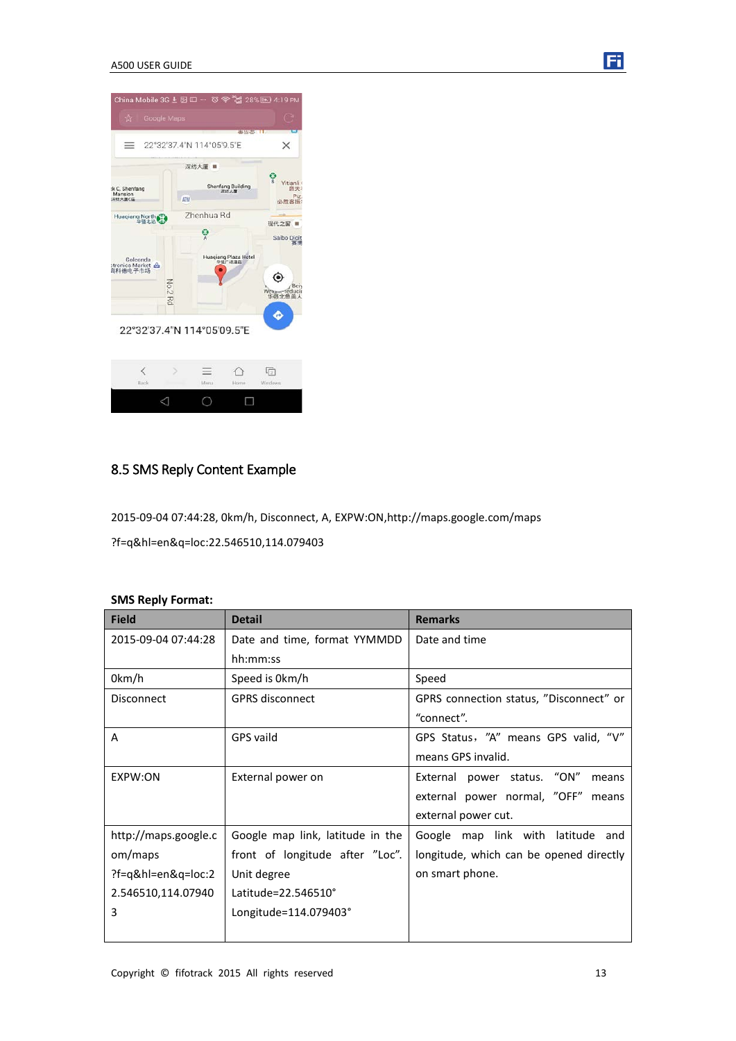## 8.5 SMS Reply Content Example

2015-09-04 07:44:28, 0km/h, Disconnect, A, EXPW:ON,http://maps.google.com/maps

?f=q&hl=en&q=loc:22.546510,114.079403

**SMS Reply Format:**

| Field | Detail | Remarks |
|---|---|---|
| 2015-09-04 07:44:28 | Date and time, format YYMMDD hh:mm:ss | Date and time |
| 0km/h | Speed is 0km/h | Speed |
| Disconnect | GPRS disconnect | GPRS connection status, "Disconnect" or "connect". |
| A | GPS vaild | GPS Status，"A" means GPS valid, "V" means GPS invalid. |
| EXPW:ON | External power on | External power status. "ON" means external power normal, "OFF" means external power cut. |
| http://maps.google.com/maps ?f=q&hl=en&q=loc:22.546510,114.079403 | Google map link, latitude in the front of longitude after "Loc". Unit degree Latitude=22.546510° Longitude=114.079403° | Google map link with latitude and longitude, which can be opened directly on smart phone. |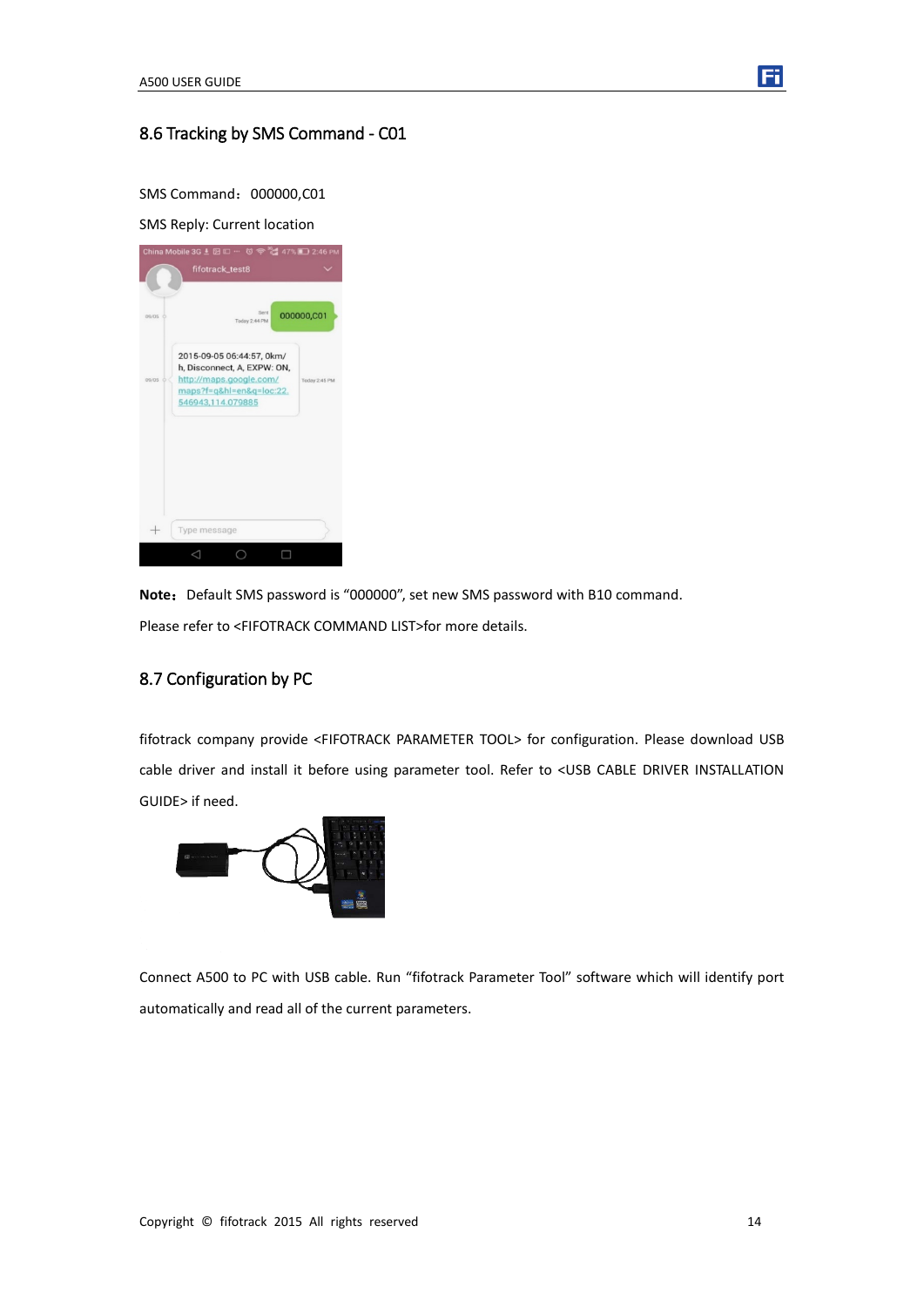## 8.6 Tracking by SMS Command - C01

SMS Command：000000,C01

SMS Reply: Current location

**Note：** Default SMS password is “000000”, set new SMS password with B10 command.

Please refer to <FIFOTRACK COMMAND LIST>for more details.

## 8.7 Configuration by PC

fifotrack company provide <FIFOTRACK PARAMETER TOOL> for configuration. Please download USB cable driver and install it before using parameter tool. Refer to <USB CABLE DRIVER INSTALLATION GUIDE> if need.

Connect A500 to PC with USB cable. Run “fifotrack Parameter Tool” software which will identify port automatically and read all of the current parameters.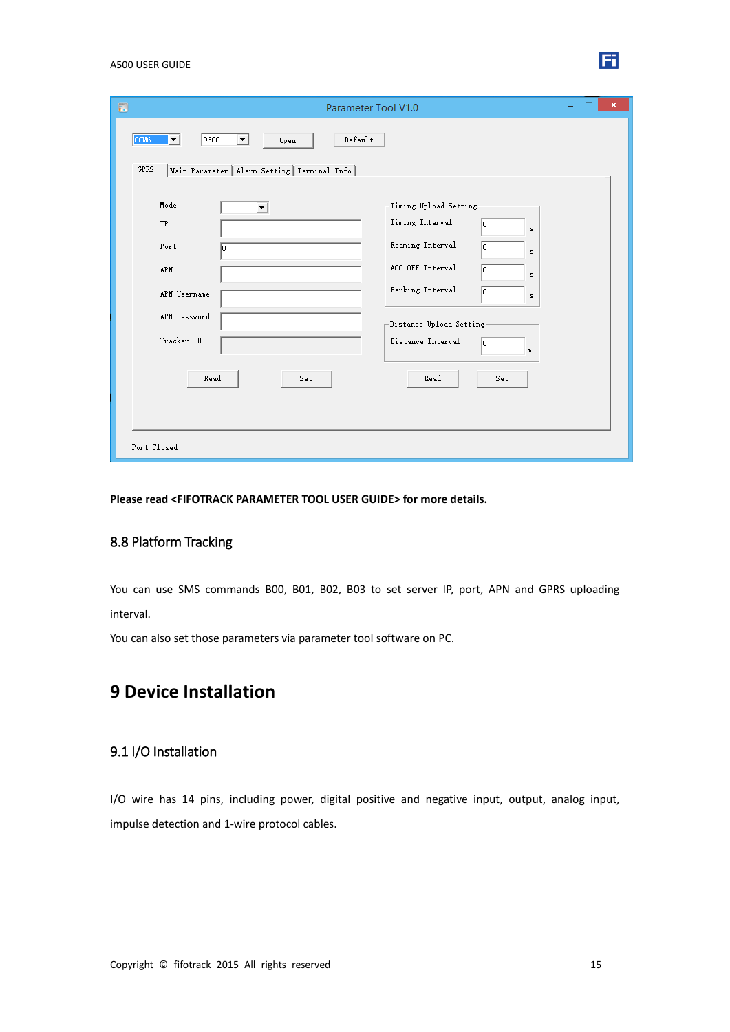Please read <FIFOTRACK PARAMETER TOOL USER GUIDE> for more details.

## 8.8 Platform Tracking

You can use SMS commands B00, B01, B02, B03 to set server IP, port, APN and GPRS uploading interval.

You can also set those parameters via parameter tool software on PC.

# 9 Device Installation

## 9.1 I/O Installation

I/O wire has 14 pins, including power, digital positive and negative input, output, analog input, impulse detection and 1-wire protocol cables.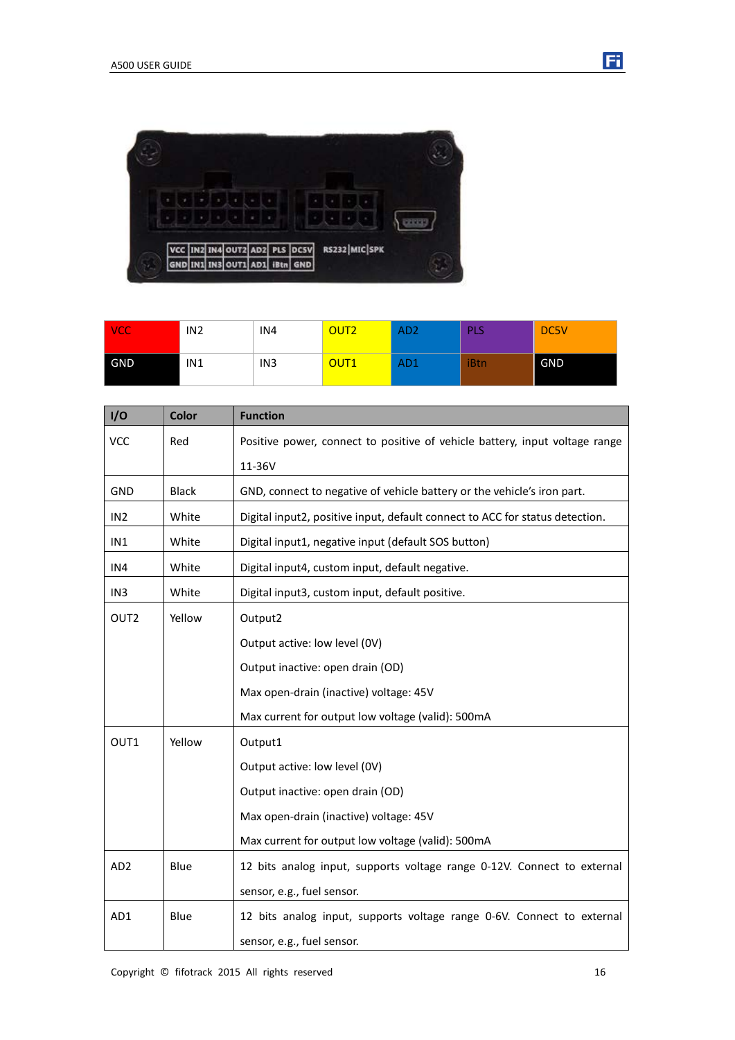| VCC | IN2 | IN4 | OUT2 | AD2 | PLS | DC5V |
|---|---|---|---|---|---|---|
| GND | IN1 | IN3 | OUT1 | AD1 | iBtn | GND |

| I/O | Color | Function |
|---|---|---|
| VCC | Red | Positive power, connect to positive of vehicle battery, input voltage range 11-36V |
| GND | Black | GND, connect to negative of vehicle battery or the vehicle's iron part. |
| IN2 | White | Digital input2, positive input, default connect to ACC for status detection. |
| IN1 | White | Digital input1, negative input (default SOS button) |
| IN4 | White | Digital input4, custom input, default negative. |
| IN3 | White | Digital input3, custom input, default positive. |
| OUT2 | Yellow | Output2<br>Output active: low level (0V)<br>Output inactive: open drain (OD)<br>Max open-drain (inactive) voltage: 45V<br>Max current for output low voltage (valid): 500mA |
| OUT1 | Yellow | Output1<br>Output active: low level (0V)<br>Output inactive: open drain (OD)<br>Max open-drain (inactive) voltage: 45V<br>Max current for output low voltage (valid): 500mA |
| AD2 | Blue | 12 bits analog input, supports voltage range 0-12V. Connect to external sensor, e.g., fuel sensor. |
| AD1 | Blue | 12 bits analog input, supports voltage range 0-6V. Connect to external sensor, e.g., fuel sensor. |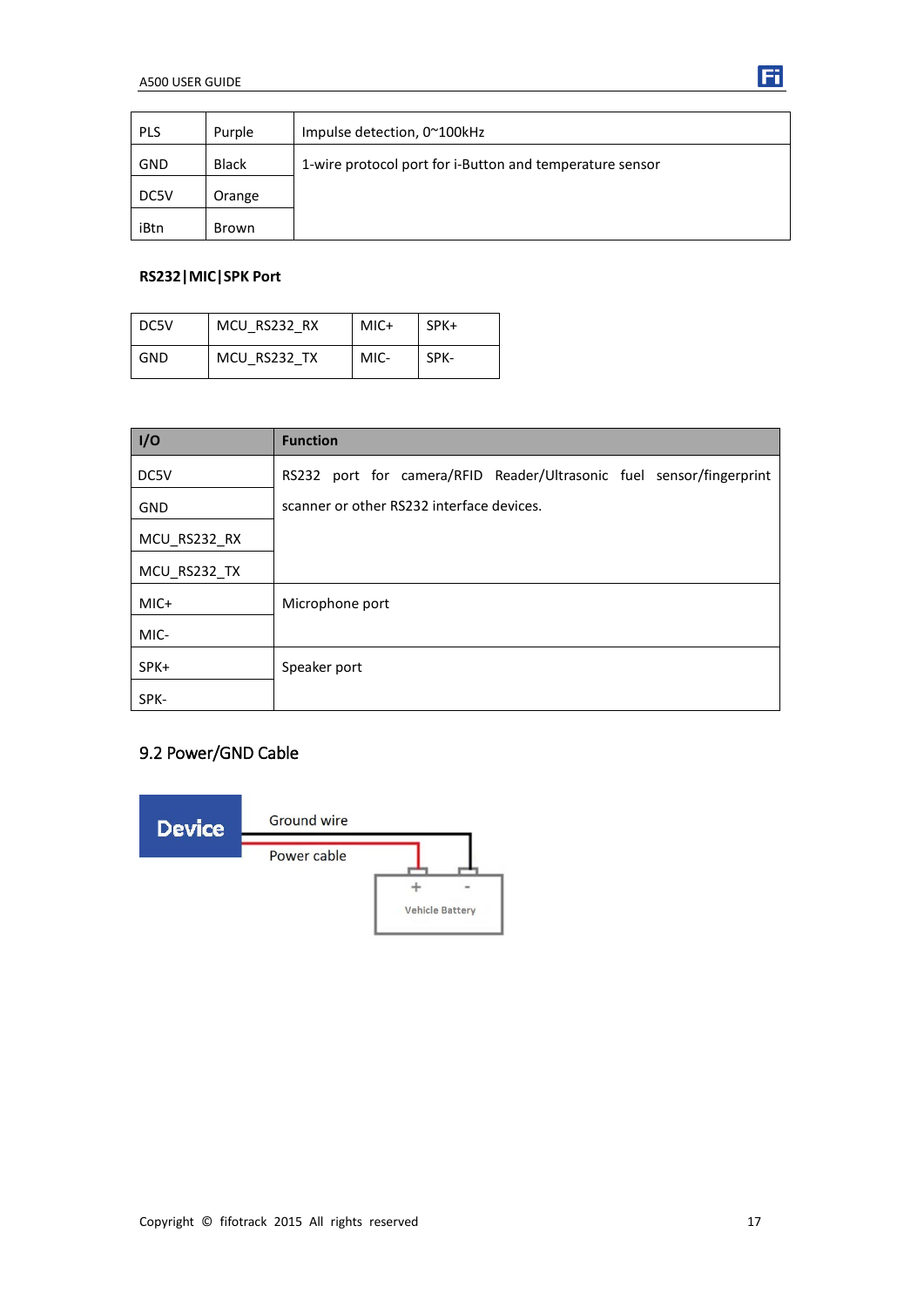| PLS | Purple | Impulse detection, 0~100kHz |
|---|---|---|
| GND | Black | 1-wire protocol port for i-Button and temperature sensor |
| DC5V | Orange | |
| iBtn | Brown | |

**RS232|MIC|SPK Port**

| DC5V | MCU_RS232_RX | MIC+ | SPK+ |
|---|---|---|---|
| GND | MCU_RS232_TX | MIC- | SPK- |

| I/O | Function |
|---|---|
| DC5V | RS232 port for camera/RFID Reader/Ultrasonic fuel sensor/fingerprint scanner or other RS232 interface devices. |
| GND | |
| MCU_RS232_RX | |
| MCU_RS232_TX | |
| MIC+ | Microphone port |
| MIC- | |
| SPK+ | Speaker port |
| SPK- | |

## 9.2 Power/GND Cable

Device

Ground wire

Power cable

\+ -

Vehicle Battery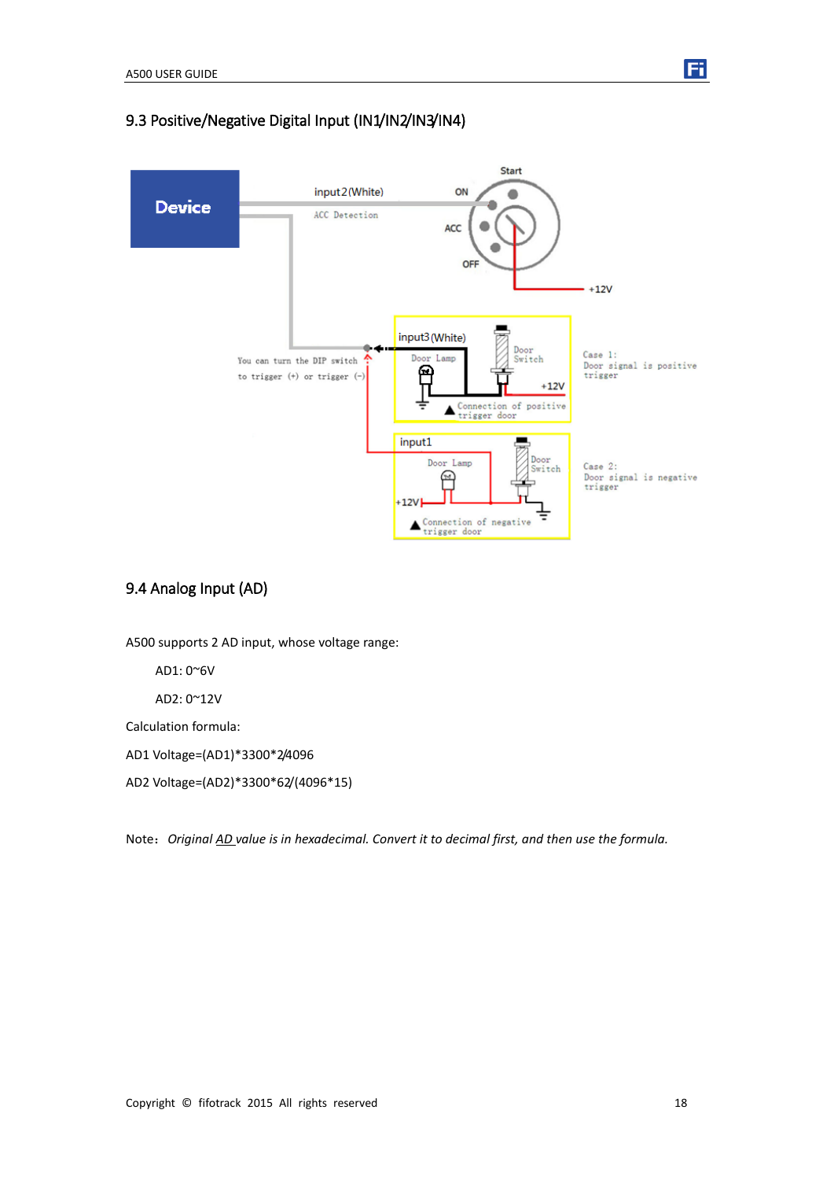## 9.3 Positive/Negative Digital Input (IN1/IN2/IN3/IN4)

## 9.4 Analog Input (AD)

A500 supports 2 AD input, whose voltage range:

AD1: 0~6V

AD2: 0~12V

Calculation formula:

AD1 Voltage=(AD1)*3300*2/4096

AD2 Voltage=(AD2)*3300*62/(4096*15)

Note：*Original AD value is in hexadecimal. Convert it to decimal first, and then use the formula.*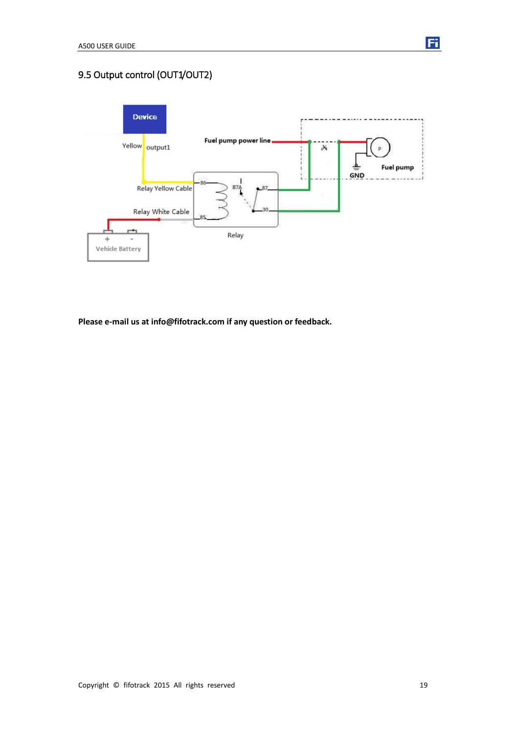## 9.5 Output control (OUT1/OUT2)

Device

Yellow output1

Fuel pump power line

Fuel pump

GND

Relay Yellow Cable

86

87A

87

Relay White Cable

30

85

Relay

+ -

Vehicle Battery

**Please e-mail us at info@fifotrack.com if any question or feedback.**

Copyright © fifotrack 2015 All rights reserved